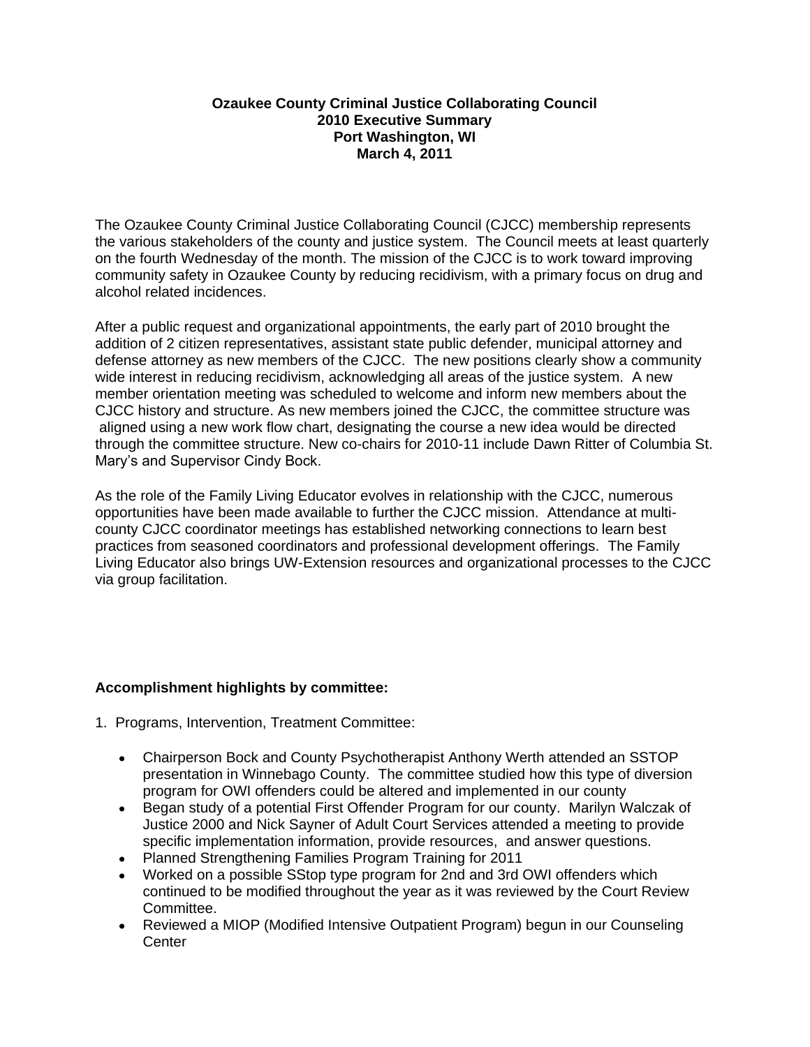**Ozaukee County Criminal Justice Collaborating Council**
**2010 Executive Summary**
**Port Washington, WI**
**March 4, 2011**

The Ozaukee County Criminal Justice Collaborating Council (CJCC) membership represents the various stakeholders of the county and justice system. The Council meets at least quarterly on the fourth Wednesday of the month. The mission of the CJCC is to work toward improving community safety in Ozaukee County by reducing recidivism, with a primary focus on drug and alcohol related incidences.

After a public request and organizational appointments, the early part of 2010 brought the addition of 2 citizen representatives, assistant state public defender, municipal attorney and defense attorney as new members of the CJCC. The new positions clearly show a community wide interest in reducing recidivism, acknowledging all areas of the justice system. A new member orientation meeting was scheduled to welcome and inform new members about the CJCC history and structure. As new members joined the CJCC, the committee structure was aligned using a new work flow chart, designating the course a new idea would be directed through the committee structure. New co-chairs for 2010-11 include Dawn Ritter of Columbia St. Mary's and Supervisor Cindy Bock.

As the role of the Family Living Educator evolves in relationship with the CJCC, numerous opportunities have been made available to further the CJCC mission. Attendance at multi-county CJCC coordinator meetings has established networking connections to learn best practices from seasoned coordinators and professional development offerings. The Family Living Educator also brings UW-Extension resources and organizational processes to the CJCC via group facilitation.

**Accomplishment highlights by committee:**

1. Programs, Intervention, Treatment Committee:

   - Chairperson Bock and County Psychotherapist Anthony Werth attended an SSTOP presentation in Winnebago County. The committee studied how this type of diversion program for OWI offenders could be altered and implemented in our county
   - Began study of a potential First Offender Program for our county. Marilyn Walczak of Justice 2000 and Nick Sayner of Adult Court Services attended a meeting to provide specific implementation information, provide resources, and answer questions.
   - Planned Strengthening Families Program Training for 2011
   - Worked on a possible SStop type program for 2nd and 3rd OWI offenders which continued to be modified throughout the year as it was reviewed by the Court Review Committee.
   - Reviewed a MIOP (Modified Intensive Outpatient Program) begun in our Counseling Center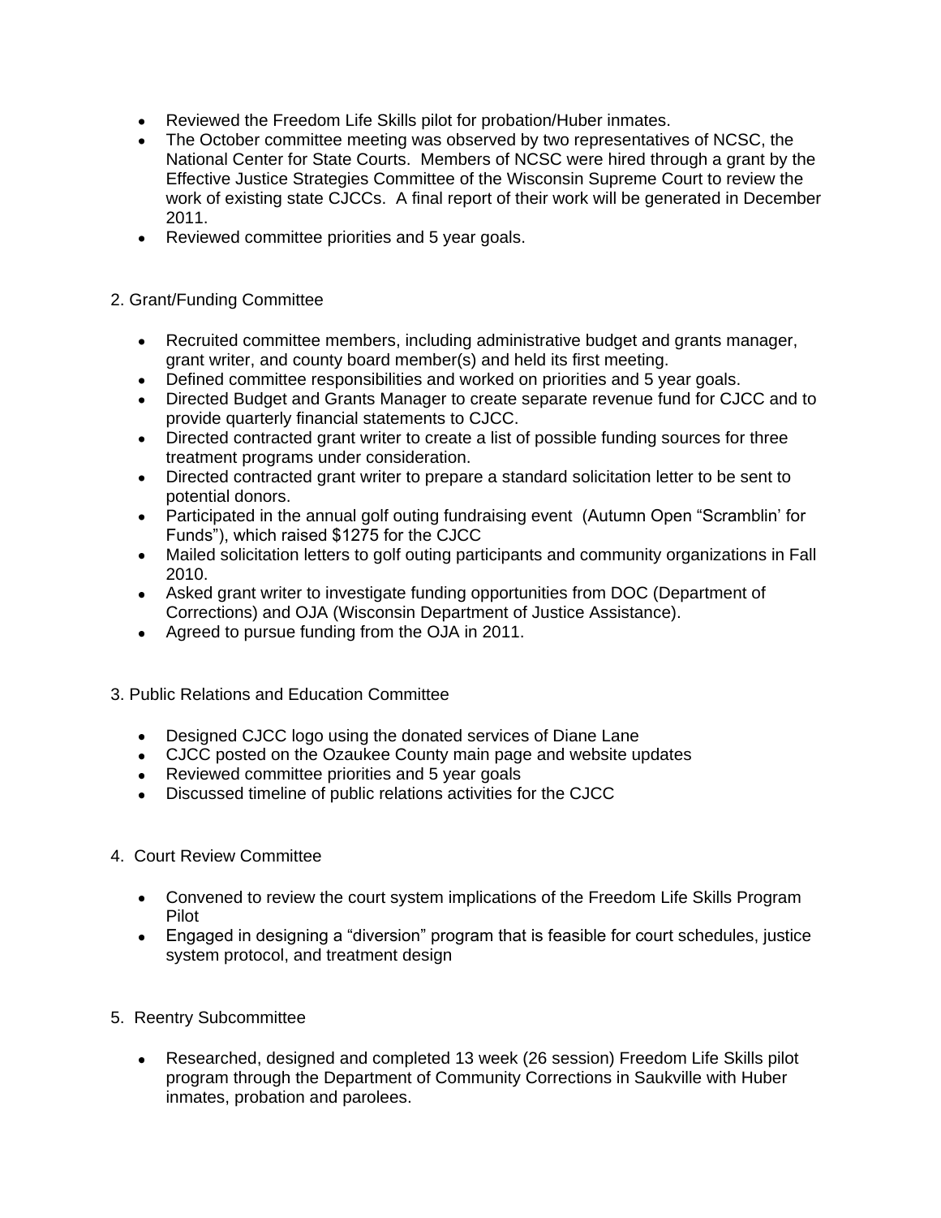- Reviewed the Freedom Life Skills pilot for probation/Huber inmates.
- The October committee meeting was observed by two representatives of NCSC, the National Center for State Courts. Members of NCSC were hired through a grant by the Effective Justice Strategies Committee of the Wisconsin Supreme Court to review the work of existing state CJCCs. A final report of their work will be generated in December 2011.
- Reviewed committee priorities and 5 year goals.

2. Grant/Funding Committee

- Recruited committee members, including administrative budget and grants manager, grant writer, and county board member(s) and held its first meeting.
- Defined committee responsibilities and worked on priorities and 5 year goals.
- Directed Budget and Grants Manager to create separate revenue fund for CJCC and to provide quarterly financial statements to CJCC.
- Directed contracted grant writer to create a list of possible funding sources for three treatment programs under consideration.
- Directed contracted grant writer to prepare a standard solicitation letter to be sent to potential donors.
- Participated in the annual golf outing fundraising event (Autumn Open "Scramblin' for Funds"), which raised $1275 for the CJCC
- Mailed solicitation letters to golf outing participants and community organizations in Fall 2010.
- Asked grant writer to investigate funding opportunities from DOC (Department of Corrections) and OJA (Wisconsin Department of Justice Assistance).
- Agreed to pursue funding from the OJA in 2011.

3. Public Relations and Education Committee

- Designed CJCC logo using the donated services of Diane Lane
- CJCC posted on the Ozaukee County main page and website updates
- Reviewed committee priorities and 5 year goals
- Discussed timeline of public relations activities for the CJCC

4. Court Review Committee

- Convened to review the court system implications of the Freedom Life Skills Program Pilot
- Engaged in designing a "diversion" program that is feasible for court schedules, justice system protocol, and treatment design

5. Reentry Subcommittee

- Researched, designed and completed 13 week (26 session) Freedom Life Skills pilot program through the Department of Community Corrections in Saukville with Huber inmates, probation and parolees.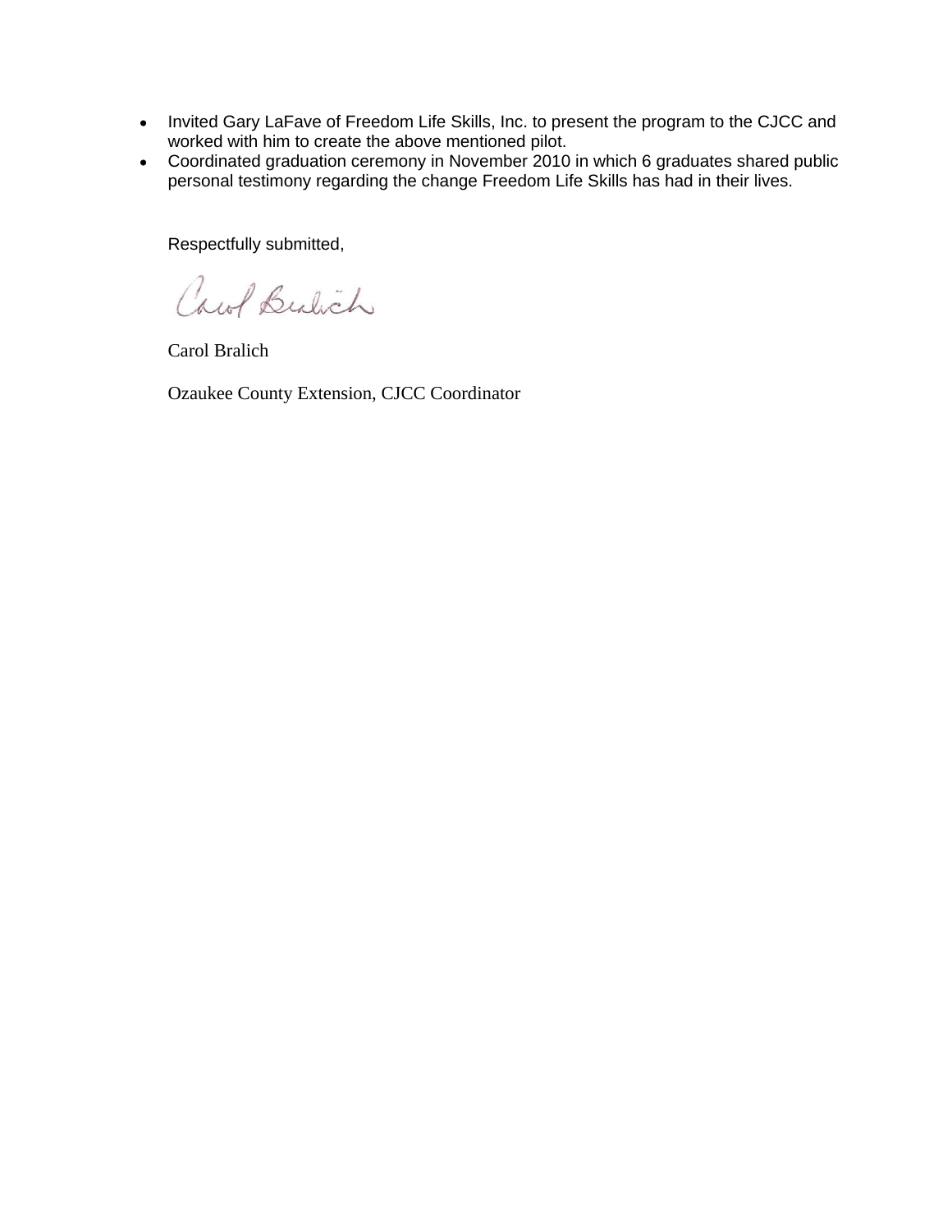- Invited Gary LaFave of Freedom Life Skills, Inc. to present the program to the CJCC and worked with him to create the above mentioned pilot.
- Coordinated graduation ceremony in November 2010 in which 6 graduates shared public personal testimony regarding the change Freedom Life Skills has had in their lives.

Respectfully submitted,

Carol Bralich

Carol Bralich

Ozaukee County Extension, CJCC Coordinator